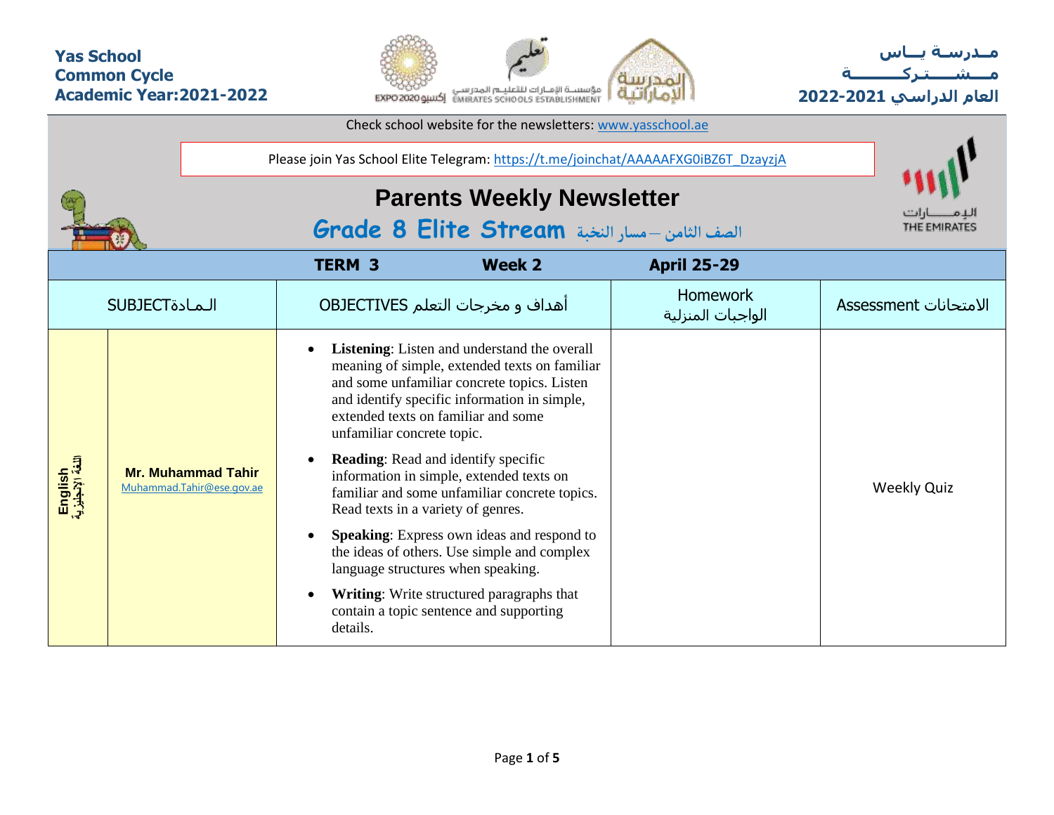**Yas School**
**Common Cycle**
**Academic Year:2021-2022**

**مـدرسـة يــاس**
**مــشــــتـركـــــــة**
**العام الدراسي 2021-2022**

Check school website for the newsletters: www.yasschool.ae

Please join Yas School Elite Telegram: https://t.me/joinchat/AAAAAFXG0iBZ6T_DzayzjA

# Parents Weekly Newsletter

## Grade 8 Elite Stream الصف الثامن – مسار النخبة

| TERM 3 | | Week 2 | April 25-29 | |
|---|---|---|---|---|
| SUBJECTالـمـادة | | OBJECTIVES أهداف و مخرجات التعلم | Homework الواجبات المنزلية | Assessment الامتحانات |
| English اللغة الإنجليزية | **Mr. Muhammad Tahir** Muhammad.Tahir@ese.gov.ae | • **Listening**: Listen and understand the overall meaning of simple, extended texts on familiar and some unfamiliar concrete topics. Listen and identify specific information in simple, extended texts on familiar and some unfamiliar concrete topic. • **Reading**: Read and identify specific information in simple, extended texts on familiar and some unfamiliar concrete topics. Read texts in a variety of genres. • **Speaking**: Express own ideas and respond to the ideas of others. Use simple and complex language structures when speaking. • **Writing**: Write structured paragraphs that contain a topic sentence and supporting details. | | Weekly Quiz |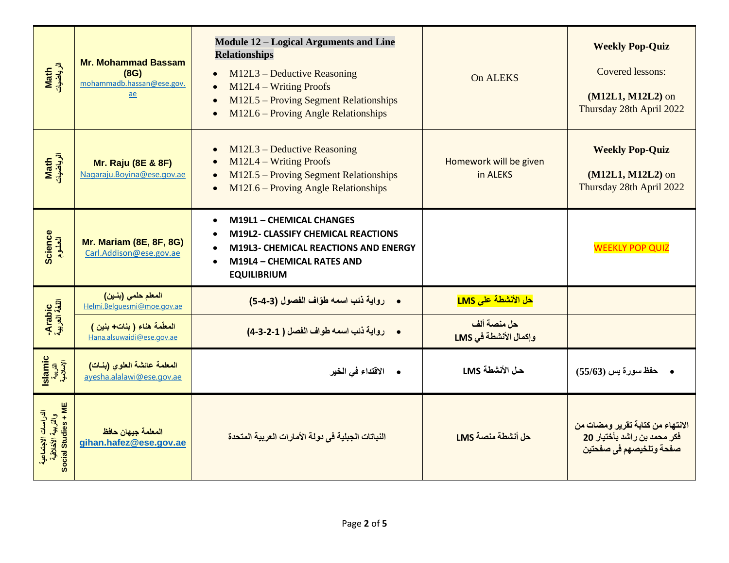| Math الرياضيات | Mr. Mohammad Bassam (8G) mohammadb.hassan@ese.gov.ae | **Module 12 – Logical Arguments and Line Relationships**<br>• M12L3 – Deductive Reasoning<br>• M12L4 – Writing Proofs<br>• M12L5 – Proving Segment Relationships<br>• M12L6 – Proving Angle Relationships | On ALEKS | **Weekly Pop-Quiz**<br>Covered lessons:<br>**(M12L1, M12L2)** on Thursday 28th April 2022 |
|---|---|---|---|---|
| Math الرياضيات | Mr. Raju (8E & 8F) Nagaraju.Boyina@ese.gov.ae | • M12L3 – Deductive Reasoning<br>• M12L4 – Writing Proofs<br>• M12L5 – Proving Segment Relationships<br>• M12L6 – Proving Angle Relationships | Homework will be given in ALEKS | **Weekly Pop-Quiz**<br>**(M12L1, M12L2)** on Thursday 28th April 2022 |
| Science العلوم | Mr. Mariam (8E, 8F, 8G) Carl.Addison@ese.gov.ae | • **M19L1 – CHEMICAL CHANGES**<br>• **M19L2- CLASSIFY CHEMICAL REACTIONS**<br>• **M19L3- CHEMICAL REACTIONS AND ENERGY**<br>• **M19L4 – CHEMICAL RATES AND EQUILIBRIUM** | | WEEKLY POP QUIZ |
| -Arabic اللغة العربية | المعلم حلمي (بنـين) Helmi.Belguesmi@moe.gov.ae | • رواية ذئب اسمه طوّاف الفصول (3-4-5) | **حل الأنشطة على LMS** | |
| | المعلّمة هناء ( بنات+ بنين ) Hana.alsuwaidi@ese.gov.ae | • رواية ذئب اسمه طواف الفصل ( 1-2-3-4) | حل منصة ألف وإكمال الأنشطة في LMS | |
| Islamic التربية الإسلامية | المعلمة عائشة العلوي (بنـات) ayesha.alalawi@ese.gov.ae | • الاقتداء في الخير | حـل الأنشطة LMS | • حفظ سورة يس (55/63) |
| الدراسات الاجتماعية والتربية الأخلاقية Social Studies + ME | المعلمة جيهان حافظ gihan.hafez@ese.gov.ae | النباتات الجبلية فى دولة الأمارات العربية المتحدة | حل أنشطة منصة LMS | الانتهاء من كتابة تقرير ومضات من فكر محمد بن راشد بأختيار 20 صفحة وتلخيصهم فى صفحتين |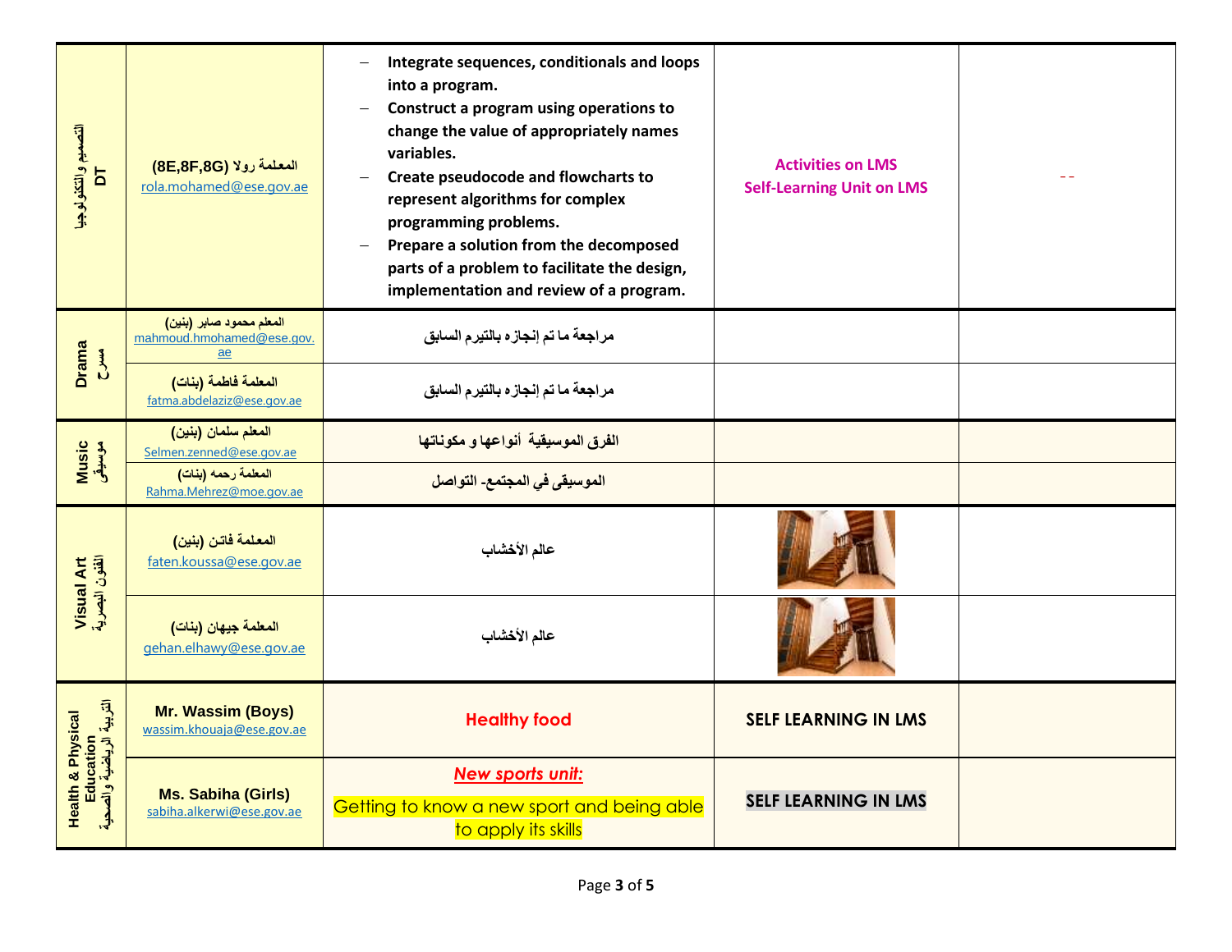| | | | | |
|---|---|---|---|---|
| التصميم والتكنولوجيا DT | المعلمة رولا (8E,8F,8G) rola.mohamed@ese.gov.ae | – Integrate sequences, conditionals and loops into a program.<br>– Construct a program using operations to change the value of appropriately names variables.<br>– Create pseudocode and flowcharts to represent algorithms for complex programming problems.<br>– Prepare a solution from the decomposed parts of a problem to facilitate the design, implementation and review of a program. | Activities on LMS<br>Self-Learning Unit on LMS | -- |
| Drama مسرح | المعلم محمود صابر (بنين) mahmoud.hmohamed@ese.gov.ae | مراجعة ما تم إنجازه بالتيرم السابق | | |
| | المعلمة فاطمة (بنات) fatma.abdelaziz@ese.gov.ae | مراجعة ما تم إنجازه بالتيرم السابق | | |
| Music موسيقى | المعلم سلمان (بنين) Selmen.zenned@ese.gov.ae | الفرق الموسيقية أنواعها و مكوناتها | | |
| | المعلمة رحمه (بنات) Rahma.Mehrez@moe.gov.ae | الموسيقى في المجتمع- التواصل | | |
| Visual Art الفنون البصرية | المعلمة فاتن (بنين) faten.koussa@ese.gov.ae | عالم الأخشاب | | |
| | المعلمة جيهان (بنات) gehan.elhawy@ese.gov.ae | عالم الأخشاب | | |
| Health & Physical Education التربية الرياضية والصحية | Mr. Wassim (Boys) wassim.khouaja@ese.gov.ae | Healthy food | SELF LEARNING IN LMS | |
| | Ms. Sabiha (Girls) sabiha.alkerwi@ese.gov.ae | ***New sports unit:***<br>Getting to know a new sport and being able to apply its skills | SELF LEARNING IN LMS | |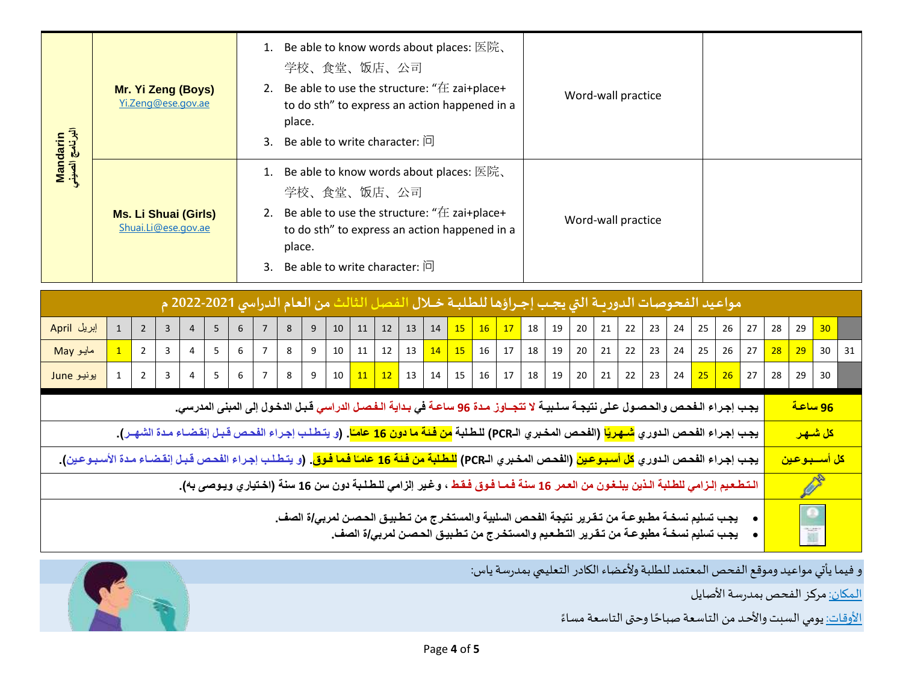| Mandarin البرنامج الصيني | **Mr. Yi Zeng (Boys)** Yi.Zeng@ese.gov.ae | 1. Be able to know words about places: 医院、学校、食堂、饭店、公司<br>2. Be able to use the structure: "在 zai+place+ to do sth" to express an action happened in a place.<br>3. Be able to write character: 问 | Word-wall practice | |
|---|---|---|---|---|
| | **Ms. Li Shuai (Girls)** Shuai.Li@ese.gov.ae | 1. Be able to know words about places: 医院、学校、食堂、饭店、公司<br>2. Be able to use the structure: "在 zai+place+ to do sth" to express an action happened in a place.<br>3. Be able to write character: 问 | Word-wall practice | |

## مواعيد الفحوصات الدورية التي يجب إجراؤها للطلبة خلال الفصل الثالث من العام الدراسي 2021-2022 م

| April إبريل | 1 | 2 | 3 | 4 | 5 | 6 | 7 | 8 | 9 | 10 | 11 | 12 | 13 | 14 | 15 | 16 | 17 | 18 | 19 | 20 | 21 | 22 | 23 | 24 | 25 | 26 | 27 | 28 | 29 | 30 | |
|---|---|---|---|---|---|---|---|---|---|---|---|---|---|---|---|---|---|---|---|---|---|---|---|---|---|---|---|---|---|---|---|
| May مايو | 1 | 2 | 3 | 4 | 5 | 6 | 7 | 8 | 9 | 10 | 11 | 12 | 13 | 14 | 15 | 16 | 17 | 18 | 19 | 20 | 21 | 22 | 23 | 24 | 25 | 26 | 27 | 28 | 29 | 30 | 31 |
| June يونيو | 1 | 2 | 3 | 4 | 5 | 6 | 7 | 8 | 9 | 10 | 11 | 12 | 13 | 14 | 15 | 16 | 17 | 18 | 19 | 20 | 21 | 22 | 23 | 24 | 25 | 26 | 27 | 28 | 29 | 30 | |

| | |
|---|---|
| **96 ساعة** | **يجب إجراء الفحص والحصول على نتيجة سلبية لا تتجاوز مدة 96 ساعة في بداية الفصل الدراسي قبل الدخول إلى المبنى المدرسي.** |
| **كل شهر** | **يجب إجراء الفحص الدوري شهريًا (الفحص المخبري الـPCR) للطلبة من فئة ما دون 16 عامًا. (و يتطلب إجراء الفحص قبل إنقضاء مدة الشهر).** |
| **كل أسبوعين** | **يجب إجراء الفحص الدوري كل أسبوعين (الفحص المخبري الـPCR) للطلبة من فئة 16 عامًا فما فوق. (و يتطلب إجراء الفحص قبل إنقضاء مدة الأسبوعين).** |
| | **التطعيم إلزامي للطلبة الذين يبلغون من العمر 16 سنة فما فوق فقط ، وغير إلزامي للطلبة دون سن 16 سنة (اختياري ويوصى به).** |
| | • **يجب تسليم نسخة مطبوعة من تقرير نتيجة الفحص السلبية والمستخرج من تطبيق الحصن لمربي/ة الصف.**<br>• **يجب تسليم نسخة مطبوعة من تقرير التطعيم والمستخرج من تطبيق الحصن لمربي/ة الصف.** |

و فيما يأتي مواعيد وموقع الفحص المعتمد للطلبة ولأعضاء الكادر التعليمي بمدرسة ياس:

المكان: مركز الفحص بمدرسة الأصايل

الأوقات: يومي السبت والأحد من التاسعة صباحًا وحتى التاسعة مساءً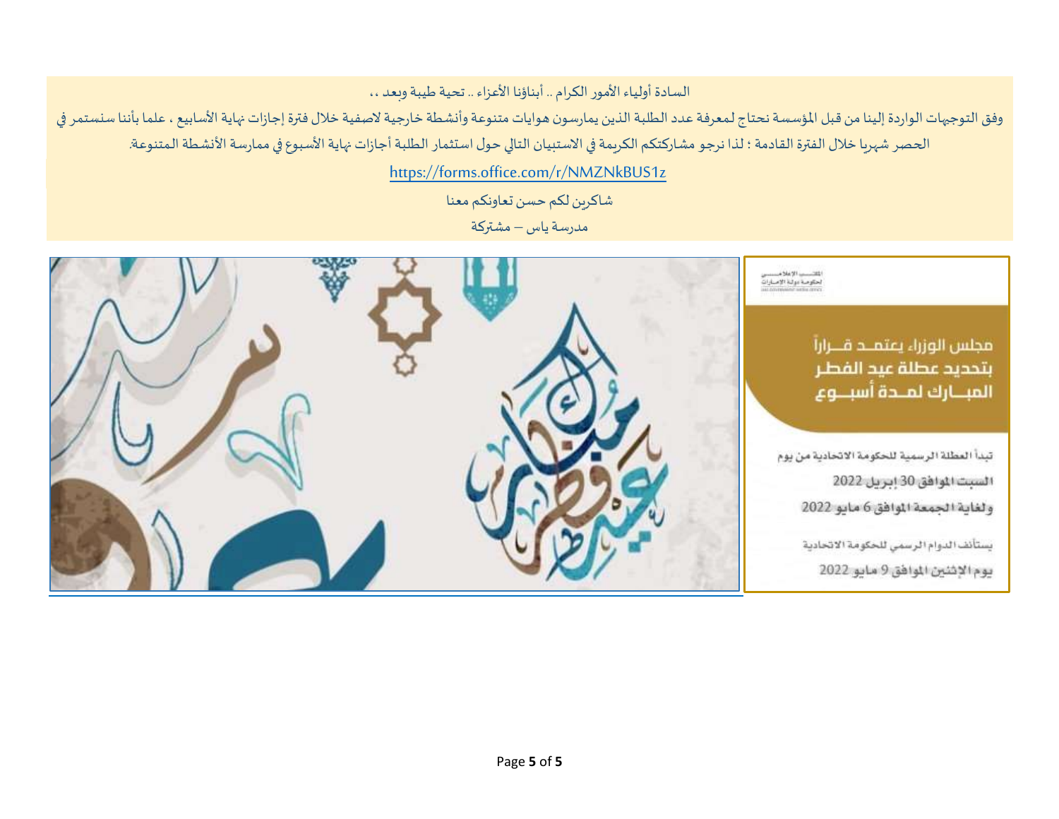السادة أولياء الأمور الكرام .. أبناؤنا الأعزاء .. تحية طيبة وبعد ،،

وفق التوجهات الواردة إلينا من قبل المؤسسة نحتاج لمعرفة عدد الطلبة الذين يمارسون هوايات متنوعة وأنشطة خارجية لاصفية خلال فترة إجازات نهاية الأسابيع ، علما بأننا سنستمر في الحصر شهريا خلال الفترة القادمة ؛ لذا نرجو مشاركتكم الكريمة في الاستبيان التالي حول استثمار الطلبة أجازات نهاية الأسبوع في ممارسة الأنشطة المتنوعة:

https://forms.office.com/r/NMZNkBUS1z

شاكرين لكم حسن تعاونكم معنا

مدرسة ياس – مشتركة

المكتب الإعلامي لحكومة دولة الإمارات

مجلس الوزراء يعتمد قراراً بتحديد عطلة عيد الفطر المبارك لمدة أسبوع

تبدأ العطلة الرسمية للحكومة الاتحادية من يوم السبت الموافق 30 إبريل 2022 ولغاية الجمعة الموافق 6 مايو 2022

يستأنف الدوام الرسمي للحكومة الاتحادية يوم الإثنين الموافق 9 مايو 2022